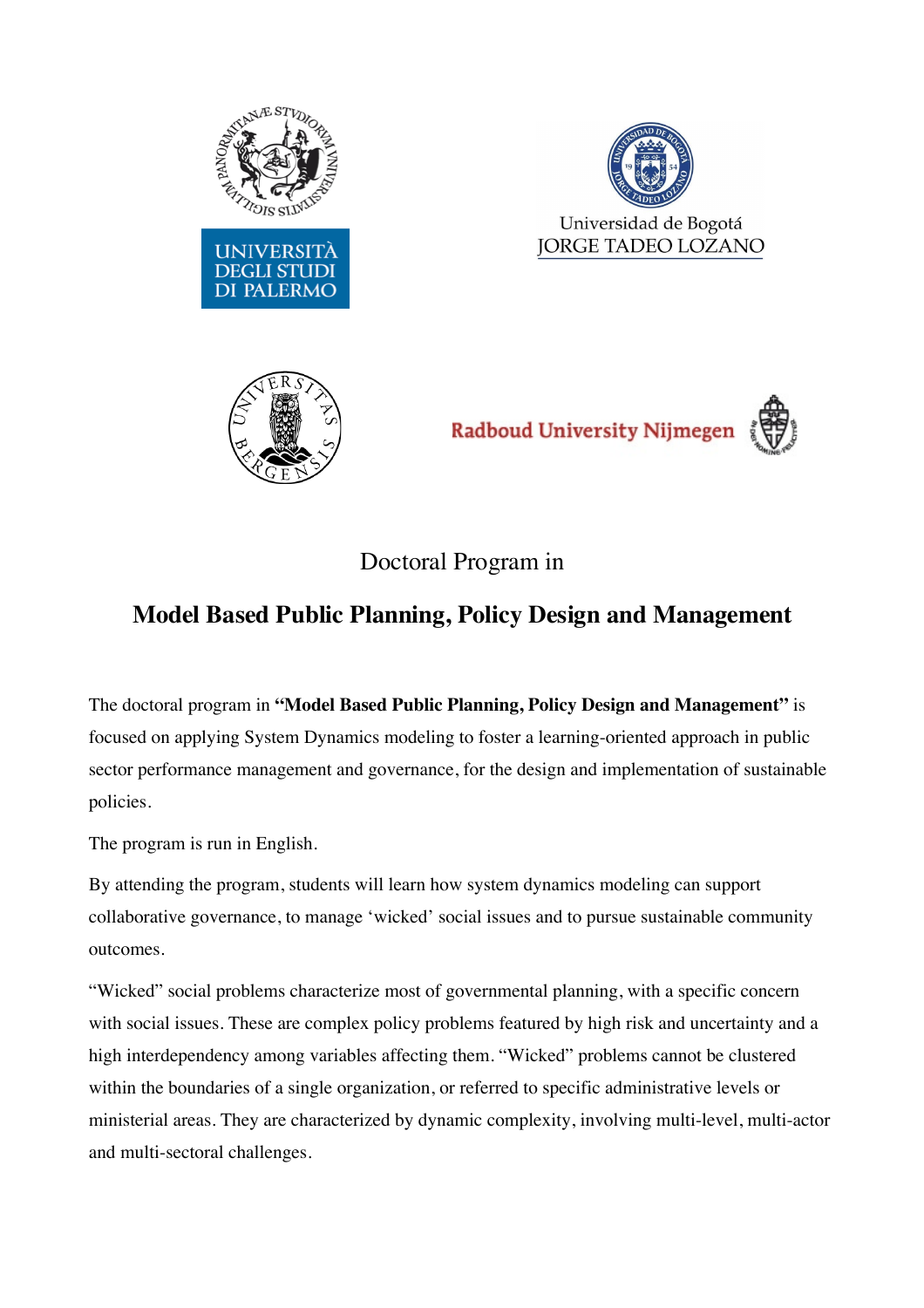Doctoral Program in

# Model Based Public Planning, Policy Design and Management

The doctoral program in **"Model Based Public Planning, Policy Design and Management"** is focused on applying System Dynamics modeling to foster a learning-oriented approach in public sector performance management and governance, for the design and implementation of sustainable policies.

The program is run in English.

By attending the program, students will learn how system dynamics modeling can support collaborative governance, to manage 'wicked' social issues and to pursue sustainable community outcomes.

"Wicked" social problems characterize most of governmental planning, with a specific concern with social issues. These are complex policy problems featured by high risk and uncertainty and a high interdependency among variables affecting them. "Wicked" problems cannot be clustered within the boundaries of a single organization, or referred to specific administrative levels or ministerial areas. They are characterized by dynamic complexity, involving multi-level, multi-actor and multi-sectoral challenges.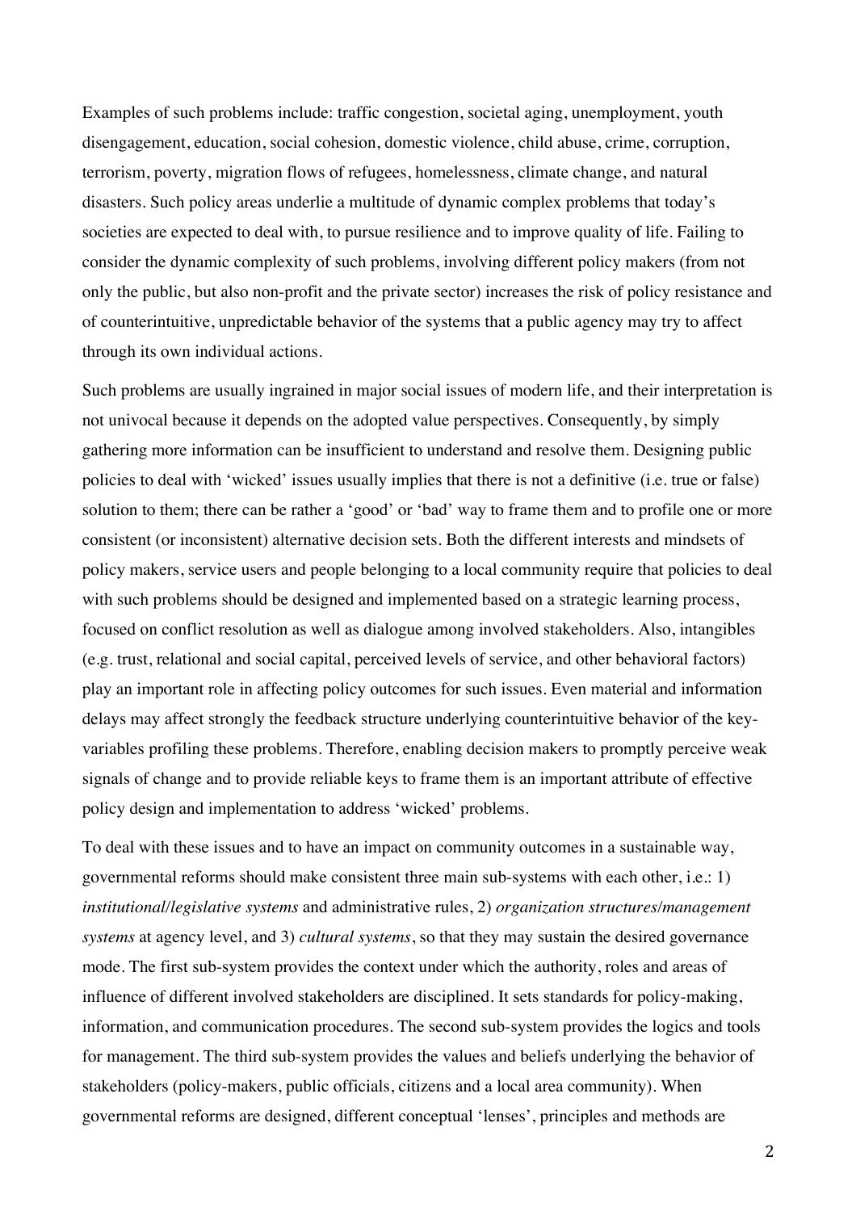Examples of such problems include: traffic congestion, societal aging, unemployment, youth disengagement, education, social cohesion, domestic violence, child abuse, crime, corruption, terrorism, poverty, migration flows of refugees, homelessness, climate change, and natural disasters. Such policy areas underlie a multitude of dynamic complex problems that today's societies are expected to deal with, to pursue resilience and to improve quality of life. Failing to consider the dynamic complexity of such problems, involving different policy makers (from not only the public, but also non-profit and the private sector) increases the risk of policy resistance and of counterintuitive, unpredictable behavior of the systems that a public agency may try to affect through its own individual actions.

Such problems are usually ingrained in major social issues of modern life, and their interpretation is not univocal because it depends on the adopted value perspectives. Consequently, by simply gathering more information can be insufficient to understand and resolve them. Designing public policies to deal with 'wicked' issues usually implies that there is not a definitive (i.e. true or false) solution to them; there can be rather a 'good' or 'bad' way to frame them and to profile one or more consistent (or inconsistent) alternative decision sets. Both the different interests and mindsets of policy makers, service users and people belonging to a local community require that policies to deal with such problems should be designed and implemented based on a strategic learning process, focused on conflict resolution as well as dialogue among involved stakeholders. Also, intangibles (e.g. trust, relational and social capital, perceived levels of service, and other behavioral factors) play an important role in affecting policy outcomes for such issues. Even material and information delays may affect strongly the feedback structure underlying counterintuitive behavior of the key-variables profiling these problems. Therefore, enabling decision makers to promptly perceive weak signals of change and to provide reliable keys to frame them is an important attribute of effective policy design and implementation to address 'wicked' problems.

To deal with these issues and to have an impact on community outcomes in a sustainable way, governmental reforms should make consistent three main sub-systems with each other, i.e.: 1) *institutional/legislative systems* and administrative rules, 2) *organization structures/management systems* at agency level, and 3) *cultural systems*, so that they may sustain the desired governance mode. The first sub-system provides the context under which the authority, roles and areas of influence of different involved stakeholders are disciplined. It sets standards for policy-making, information, and communication procedures. The second sub-system provides the logics and tools for management. The third sub-system provides the values and beliefs underlying the behavior of stakeholders (policy-makers, public officials, citizens and a local area community). When governmental reforms are designed, different conceptual 'lenses', principles and methods are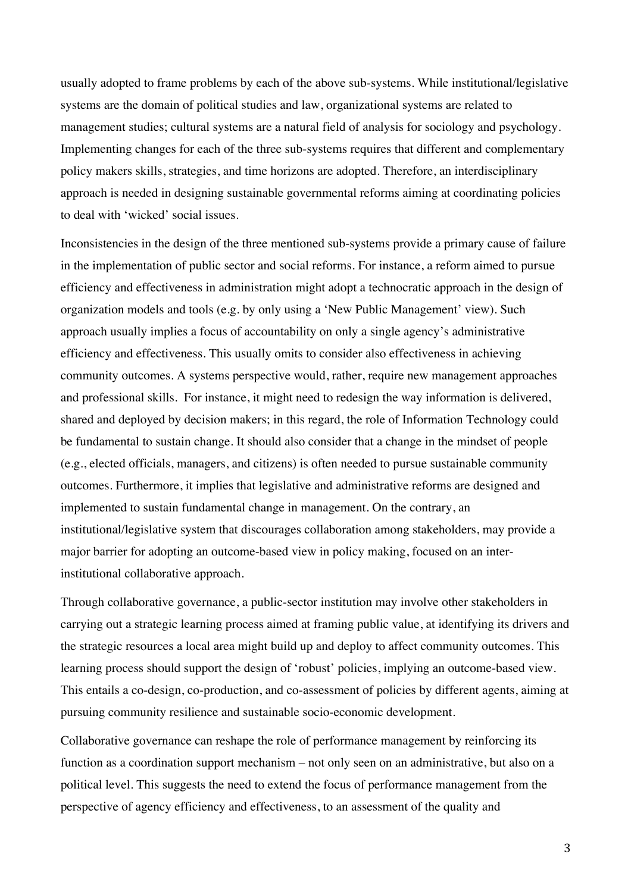usually adopted to frame problems by each of the above sub-systems. While institutional/legislative systems are the domain of political studies and law, organizational systems are related to management studies; cultural systems are a natural field of analysis for sociology and psychology. Implementing changes for each of the three sub-systems requires that different and complementary policy makers skills, strategies, and time horizons are adopted. Therefore, an interdisciplinary approach is needed in designing sustainable governmental reforms aiming at coordinating policies to deal with 'wicked' social issues.

Inconsistencies in the design of the three mentioned sub-systems provide a primary cause of failure in the implementation of public sector and social reforms. For instance, a reform aimed to pursue efficiency and effectiveness in administration might adopt a technocratic approach in the design of organization models and tools (e.g. by only using a 'New Public Management' view). Such approach usually implies a focus of accountability on only a single agency's administrative efficiency and effectiveness. This usually omits to consider also effectiveness in achieving community outcomes. A systems perspective would, rather, require new management approaches and professional skills. For instance, it might need to redesign the way information is delivered, shared and deployed by decision makers; in this regard, the role of Information Technology could be fundamental to sustain change. It should also consider that a change in the mindset of people (e.g., elected officials, managers, and citizens) is often needed to pursue sustainable community outcomes. Furthermore, it implies that legislative and administrative reforms are designed and implemented to sustain fundamental change in management. On the contrary, an institutional/legislative system that discourages collaboration among stakeholders, may provide a major barrier for adopting an outcome-based view in policy making, focused on an inter-institutional collaborative approach.

Through collaborative governance, a public-sector institution may involve other stakeholders in carrying out a strategic learning process aimed at framing public value, at identifying its drivers and the strategic resources a local area might build up and deploy to affect community outcomes. This learning process should support the design of 'robust' policies, implying an outcome-based view. This entails a co-design, co-production, and co-assessment of policies by different agents, aiming at pursuing community resilience and sustainable socio-economic development.

Collaborative governance can reshape the role of performance management by reinforcing its function as a coordination support mechanism – not only seen on an administrative, but also on a political level. This suggests the need to extend the focus of performance management from the perspective of agency efficiency and effectiveness, to an assessment of the quality and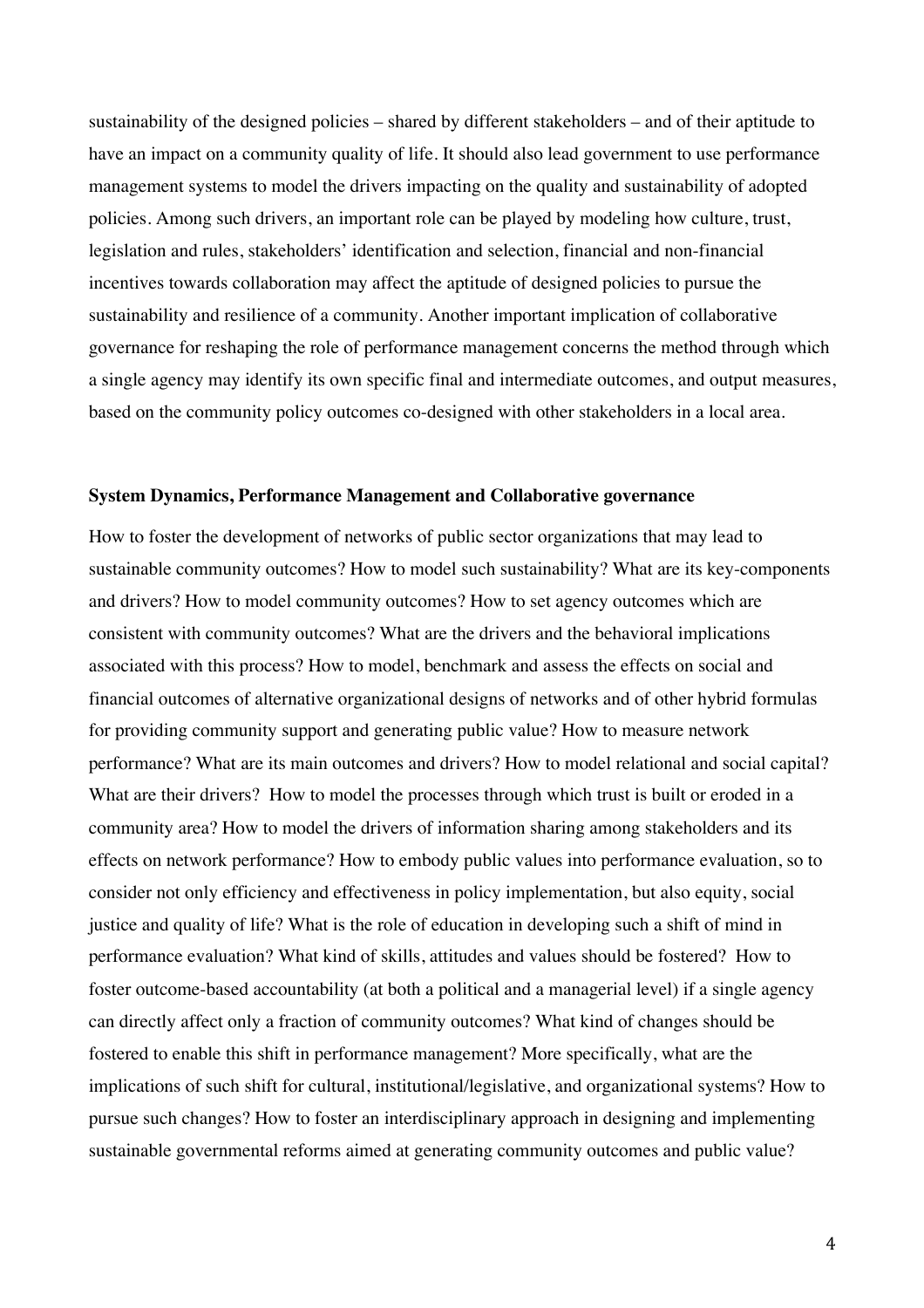sustainability of the designed policies – shared by different stakeholders – and of their aptitude to have an impact on a community quality of life. It should also lead government to use performance management systems to model the drivers impacting on the quality and sustainability of adopted policies. Among such drivers, an important role can be played by modeling how culture, trust, legislation and rules, stakeholders' identification and selection, financial and non-financial incentives towards collaboration may affect the aptitude of designed policies to pursue the sustainability and resilience of a community. Another important implication of collaborative governance for reshaping the role of performance management concerns the method through which a single agency may identify its own specific final and intermediate outcomes, and output measures, based on the community policy outcomes co-designed with other stakeholders in a local area.

## System Dynamics, Performance Management and Collaborative governance

How to foster the development of networks of public sector organizations that may lead to sustainable community outcomes? How to model such sustainability? What are its key-components and drivers? How to model community outcomes? How to set agency outcomes which are consistent with community outcomes? What are the drivers and the behavioral implications associated with this process? How to model, benchmark and assess the effects on social and financial outcomes of alternative organizational designs of networks and of other hybrid formulas for providing community support and generating public value? How to measure network performance? What are its main outcomes and drivers? How to model relational and social capital? What are their drivers? How to model the processes through which trust is built or eroded in a community area? How to model the drivers of information sharing among stakeholders and its effects on network performance? How to embody public values into performance evaluation, so to consider not only efficiency and effectiveness in policy implementation, but also equity, social justice and quality of life? What is the role of education in developing such a shift of mind in performance evaluation? What kind of skills, attitudes and values should be fostered? How to foster outcome-based accountability (at both a political and a managerial level) if a single agency can directly affect only a fraction of community outcomes? What kind of changes should be fostered to enable this shift in performance management? More specifically, what are the implications of such shift for cultural, institutional/legislative, and organizational systems? How to pursue such changes? How to foster an interdisciplinary approach in designing and implementing sustainable governmental reforms aimed at generating community outcomes and public value?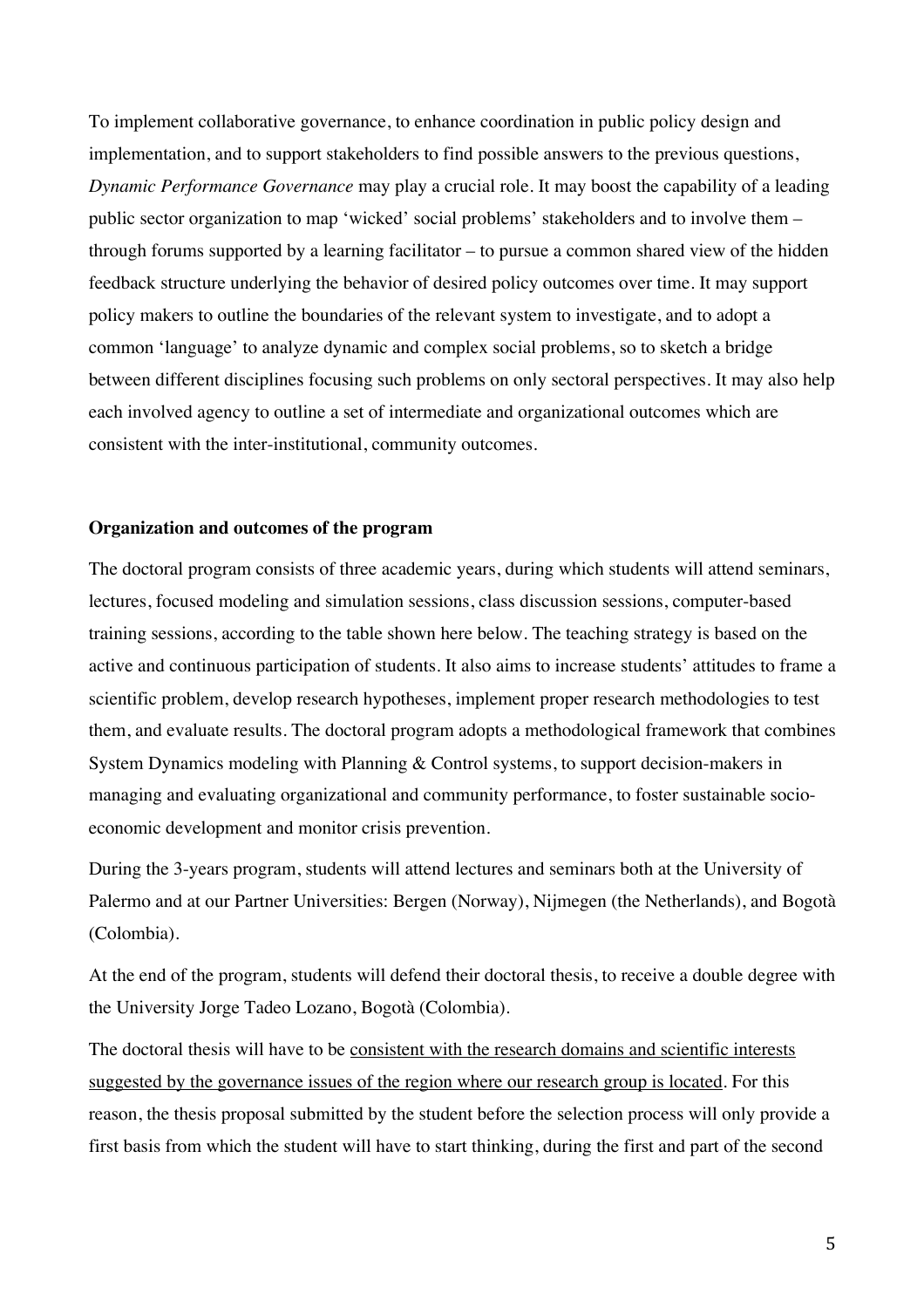To implement collaborative governance, to enhance coordination in public policy design and implementation, and to support stakeholders to find possible answers to the previous questions, *Dynamic Performance Governance* may play a crucial role. It may boost the capability of a leading public sector organization to map 'wicked' social problems' stakeholders and to involve them – through forums supported by a learning facilitator – to pursue a common shared view of the hidden feedback structure underlying the behavior of desired policy outcomes over time. It may support policy makers to outline the boundaries of the relevant system to investigate, and to adopt a common 'language' to analyze dynamic and complex social problems, so to sketch a bridge between different disciplines focusing such problems on only sectoral perspectives. It may also help each involved agency to outline a set of intermediate and organizational outcomes which are consistent with the inter-institutional, community outcomes.

**Organization and outcomes of the program**

The doctoral program consists of three academic years, during which students will attend seminars, lectures, focused modeling and simulation sessions, class discussion sessions, computer-based training sessions, according to the table shown here below. The teaching strategy is based on the active and continuous participation of students. It also aims to increase students' attitudes to frame a scientific problem, develop research hypotheses, implement proper research methodologies to test them, and evaluate results. The doctoral program adopts a methodological framework that combines System Dynamics modeling with Planning & Control systems, to support decision-makers in managing and evaluating organizational and community performance, to foster sustainable socio-economic development and monitor crisis prevention.

During the 3-years program, students will attend lectures and seminars both at the University of Palermo and at our Partner Universities: Bergen (Norway), Nijmegen (the Netherlands), and Bogotà (Colombia).

At the end of the program, students will defend their doctoral thesis, to receive a double degree with the University Jorge Tadeo Lozano, Bogotà (Colombia).

The doctoral thesis will have to be <u>consistent with the research domains and scientific interests suggested by the governance issues of the region where our research group is located</u>. For this reason, the thesis proposal submitted by the student before the selection process will only provide a first basis from which the student will have to start thinking, during the first and part of the second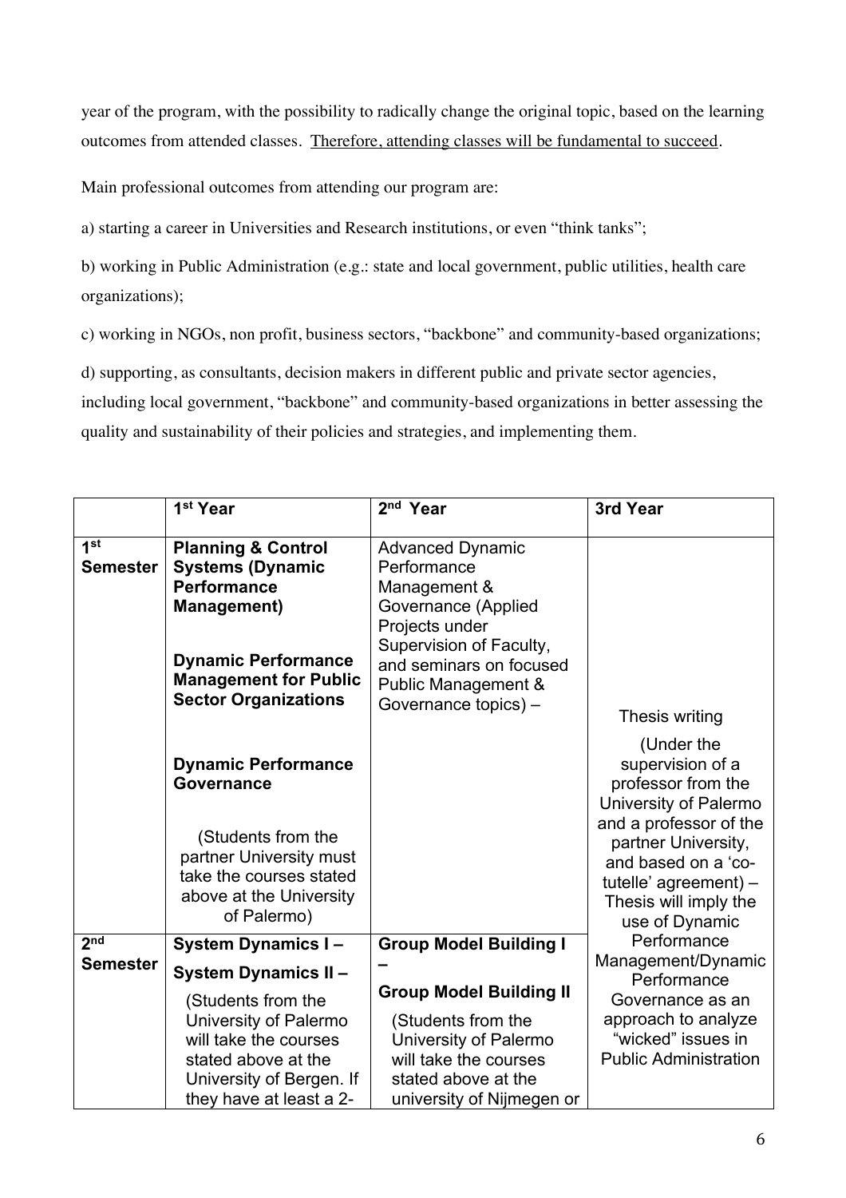year of the program, with the possibility to radically change the original topic, based on the learning outcomes from attended classes. <u>Therefore, attending classes will be fundamental to succeed</u>.

Main professional outcomes from attending our program are:

a) starting a career in Universities and Research institutions, or even "think tanks";

b) working in Public Administration (e.g.: state and local government, public utilities, health care organizations);

c) working in NGOs, non profit, business sectors, "backbone" and community-based organizations;

d) supporting, as consultants, decision makers in different public and private sector agencies, including local government, "backbone" and community-based organizations in better assessing the quality and sustainability of their policies and strategies, and implementing them.

| | 1st Year | 2nd Year | 3rd Year |
|---|---|---|---|
| **1st Semester** | **Planning & Control Systems (Dynamic Performance Management)**<br><br>**Dynamic Performance Management for Public Sector Organizations**<br><br>**Dynamic Performance Governance**<br><br>(Students from the partner University must take the courses stated above at the University of Palermo) | Advanced Dynamic Performance Management & Governance (Applied Projects under Supervision of Faculty, and seminars on focused Public Management & Governance topics) – | Thesis writing<br><br>(Under the supervision of a professor from the University of Palermo and a professor of the partner University, and based on a 'co-tutelle' agreement) – Thesis will imply the use of Dynamic Performance Management/Dynamic Performance Governance as an approach to analyze "wicked" issues in Public Administration |
| **2nd Semester** | **System Dynamics I –**<br>**System Dynamics II –**<br><br>(Students from the University of Palermo will take the courses stated above at the University of Bergen. If they have at least a 2- | **Group Model Building I –**<br>**Group Model Building II**<br><br>(Students from the University of Palermo will take the courses stated above at the university of Nijmegen or | |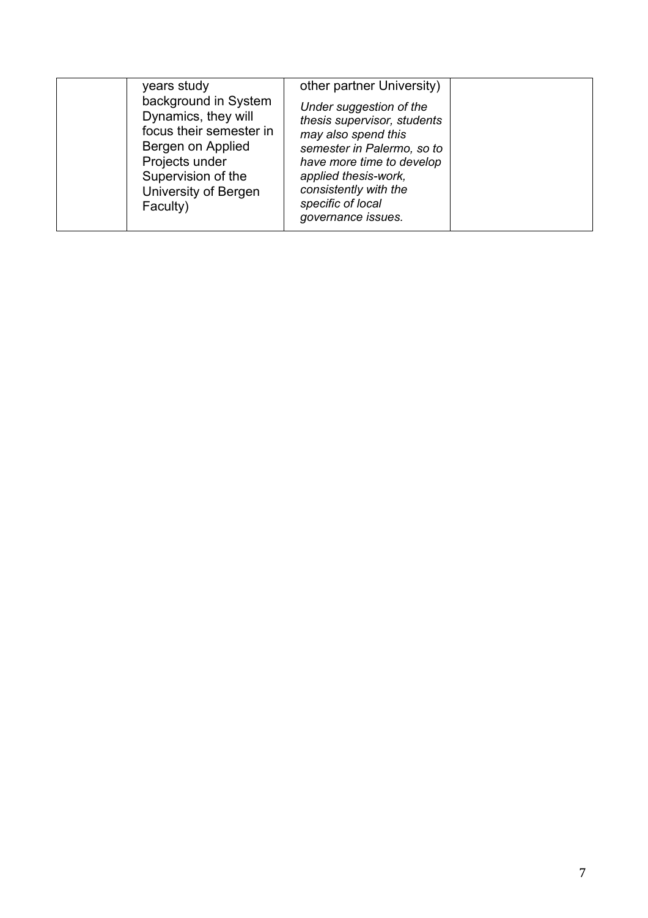| | | | |
|---|---|---|---|
| | years study background in System Dynamics, they will focus their semester in Bergen on Applied Projects under Supervision of the University of Bergen Faculty) | other partner University)<br>*Under suggestion of the thesis supervisor, students may also spend this semester in Palermo, so to have more time to develop applied thesis-work, consistently with the specific of local governance issues.* | |